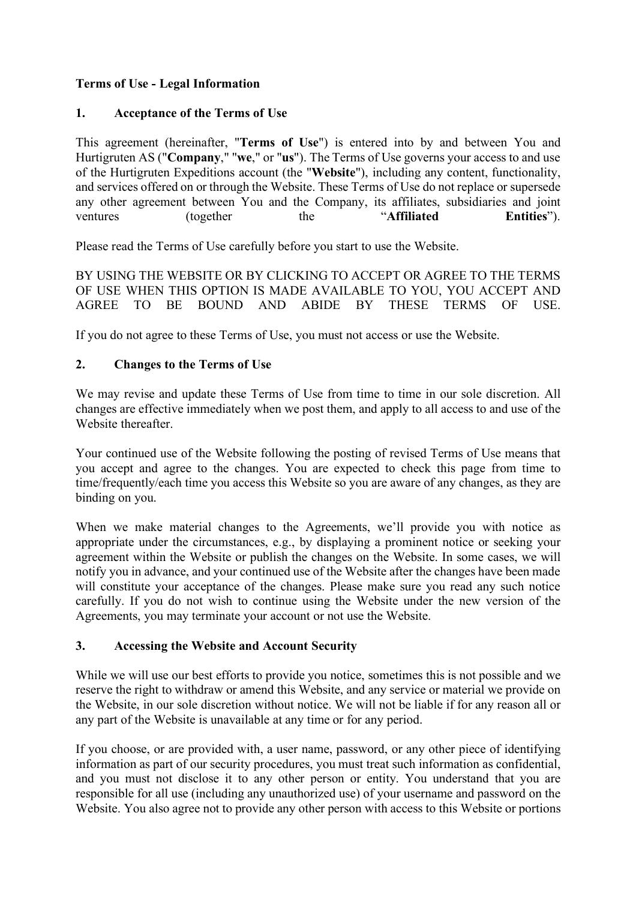**Terms of Use - Legal Information**

## 1. Acceptance of the Terms of Use

This agreement (hereinafter, "**Terms of Use**") is entered into by and between You and Hurtigruten AS ("**Company**," "**we**," or "**us**"). The Terms of Use governs your access to and use of the Hurtigruten Expeditions account (the "**Website**"), including any content, functionality, and services offered on or through the Website. These Terms of Use do not replace or supersede any other agreement between You and the Company, its affiliates, subsidiaries and joint ventures (together the "**Affiliated Entities**").

Please read the Terms of Use carefully before you start to use the Website.

BY USING THE WEBSITE OR BY CLICKING TO ACCEPT OR AGREE TO THE TERMS OF USE WHEN THIS OPTION IS MADE AVAILABLE TO YOU, YOU ACCEPT AND AGREE TO BE BOUND AND ABIDE BY THESE TERMS OF USE.

If you do not agree to these Terms of Use, you must not access or use the Website.

## 2. Changes to the Terms of Use

We may revise and update these Terms of Use from time to time in our sole discretion. All changes are effective immediately when we post them, and apply to all access to and use of the Website thereafter.

Your continued use of the Website following the posting of revised Terms of Use means that you accept and agree to the changes. You are expected to check this page from time to time/frequently/each time you access this Website so you are aware of any changes, as they are binding on you.

When we make material changes to the Agreements, we'll provide you with notice as appropriate under the circumstances, e.g., by displaying a prominent notice or seeking your agreement within the Website or publish the changes on the Website. In some cases, we will notify you in advance, and your continued use of the Website after the changes have been made will constitute your acceptance of the changes. Please make sure you read any such notice carefully. If you do not wish to continue using the Website under the new version of the Agreements, you may terminate your account or not use the Website.

## 3. Accessing the Website and Account Security

While we will use our best efforts to provide you notice, sometimes this is not possible and we reserve the right to withdraw or amend this Website, and any service or material we provide on the Website, in our sole discretion without notice. We will not be liable if for any reason all or any part of the Website is unavailable at any time or for any period.

If you choose, or are provided with, a user name, password, or any other piece of identifying information as part of our security procedures, you must treat such information as confidential, and you must not disclose it to any other person or entity. You understand that you are responsible for all use (including any unauthorized use) of your username and password on the Website. You also agree not to provide any other person with access to this Website or portions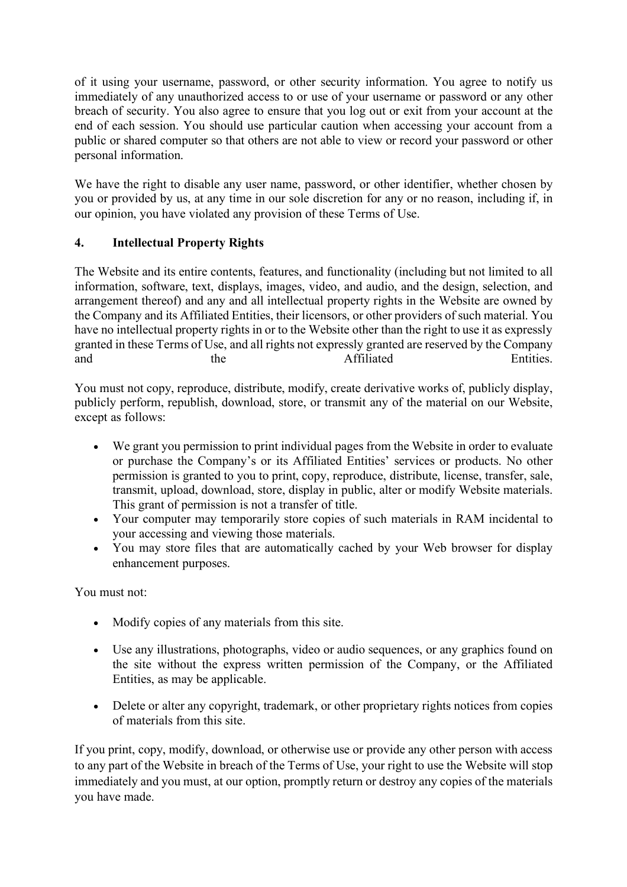of it using your username, password, or other security information. You agree to notify us immediately of any unauthorized access to or use of your username or password or any other breach of security. You also agree to ensure that you log out or exit from your account at the end of each session. You should use particular caution when accessing your account from a public or shared computer so that others are not able to view or record your password or other personal information.

We have the right to disable any user name, password, or other identifier, whether chosen by you or provided by us, at any time in our sole discretion for any or no reason, including if, in our opinion, you have violated any provision of these Terms of Use.

## 4. Intellectual Property Rights

The Website and its entire contents, features, and functionality (including but not limited to all information, software, text, displays, images, video, and audio, and the design, selection, and arrangement thereof) and any and all intellectual property rights in the Website are owned by the Company and its Affiliated Entities, their licensors, or other providers of such material. You have no intellectual property rights in or to the Website other than the right to use it as expressly granted in these Terms of Use, and all rights not expressly granted are reserved by the Company and the Affiliated Entities.

You must not copy, reproduce, distribute, modify, create derivative works of, publicly display, publicly perform, republish, download, store, or transmit any of the material on our Website, except as follows:

- We grant you permission to print individual pages from the Website in order to evaluate or purchase the Company's or its Affiliated Entities' services or products. No other permission is granted to you to print, copy, reproduce, distribute, license, transfer, sale, transmit, upload, download, store, display in public, alter or modify Website materials. This grant of permission is not a transfer of title.
- Your computer may temporarily store copies of such materials in RAM incidental to your accessing and viewing those materials.
- You may store files that are automatically cached by your Web browser for display enhancement purposes.

You must not:

- Modify copies of any materials from this site.
- Use any illustrations, photographs, video or audio sequences, or any graphics found on the site without the express written permission of the Company, or the Affiliated Entities, as may be applicable.
- Delete or alter any copyright, trademark, or other proprietary rights notices from copies of materials from this site.

If you print, copy, modify, download, or otherwise use or provide any other person with access to any part of the Website in breach of the Terms of Use, your right to use the Website will stop immediately and you must, at our option, promptly return or destroy any copies of the materials you have made.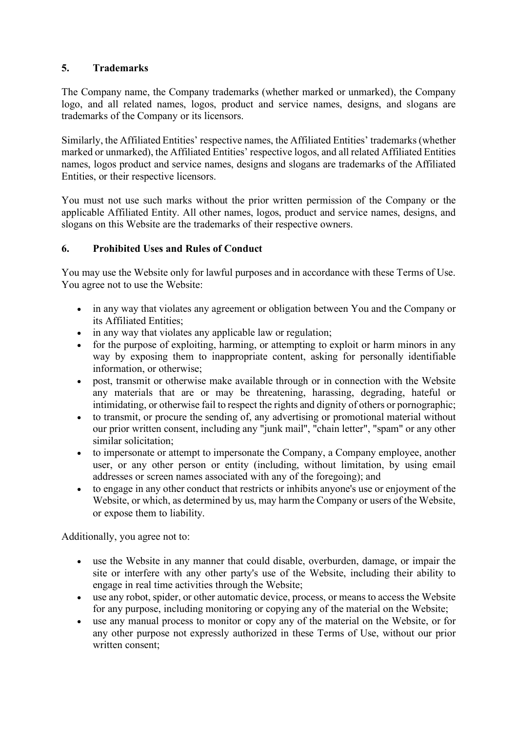## 5. Trademarks

The Company name, the Company trademarks (whether marked or unmarked), the Company logo, and all related names, logos, product and service names, designs, and slogans are trademarks of the Company or its licensors.

Similarly, the Affiliated Entities' respective names, the Affiliated Entities' trademarks (whether marked or unmarked), the Affiliated Entities' respective logos, and all related Affiliated Entities names, logos product and service names, designs and slogans are trademarks of the Affiliated Entities, or their respective licensors.

You must not use such marks without the prior written permission of the Company or the applicable Affiliated Entity. All other names, logos, product and service names, designs, and slogans on this Website are the trademarks of their respective owners.

## 6. Prohibited Uses and Rules of Conduct

You may use the Website only for lawful purposes and in accordance with these Terms of Use. You agree not to use the Website:

- in any way that violates any agreement or obligation between You and the Company or its Affiliated Entities;
- in any way that violates any applicable law or regulation;
- for the purpose of exploiting, harming, or attempting to exploit or harm minors in any way by exposing them to inappropriate content, asking for personally identifiable information, or otherwise;
- post, transmit or otherwise make available through or in connection with the Website any materials that are or may be threatening, harassing, degrading, hateful or intimidating, or otherwise fail to respect the rights and dignity of others or pornographic;
- to transmit, or procure the sending of, any advertising or promotional material without our prior written consent, including any "junk mail", "chain letter", "spam" or any other similar solicitation;
- to impersonate or attempt to impersonate the Company, a Company employee, another user, or any other person or entity (including, without limitation, by using email addresses or screen names associated with any of the foregoing); and
- to engage in any other conduct that restricts or inhibits anyone's use or enjoyment of the Website, or which, as determined by us, may harm the Company or users of the Website, or expose them to liability.

Additionally, you agree not to:

- use the Website in any manner that could disable, overburden, damage, or impair the site or interfere with any other party's use of the Website, including their ability to engage in real time activities through the Website;
- use any robot, spider, or other automatic device, process, or means to access the Website for any purpose, including monitoring or copying any of the material on the Website;
- use any manual process to monitor or copy any of the material on the Website, or for any other purpose not expressly authorized in these Terms of Use, without our prior written consent;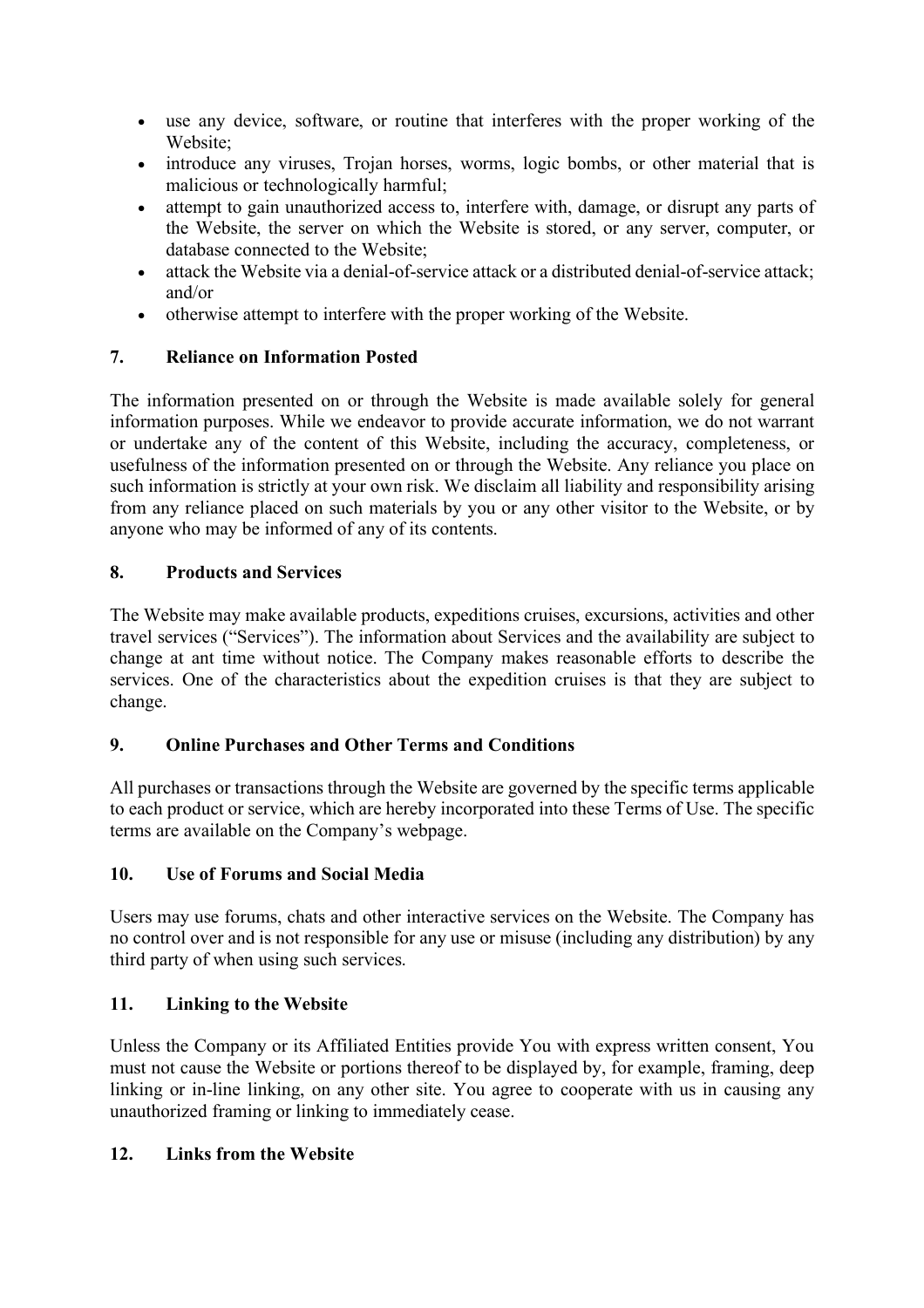- use any device, software, or routine that interferes with the proper working of the Website;
- introduce any viruses, Trojan horses, worms, logic bombs, or other material that is malicious or technologically harmful;
- attempt to gain unauthorized access to, interfere with, damage, or disrupt any parts of the Website, the server on which the Website is stored, or any server, computer, or database connected to the Website;
- attack the Website via a denial-of-service attack or a distributed denial-of-service attack; and/or
- otherwise attempt to interfere with the proper working of the Website.

## 7. Reliance on Information Posted

The information presented on or through the Website is made available solely for general information purposes. While we endeavor to provide accurate information, we do not warrant or undertake any of the content of this Website, including the accuracy, completeness, or usefulness of the information presented on or through the Website. Any reliance you place on such information is strictly at your own risk. We disclaim all liability and responsibility arising from any reliance placed on such materials by you or any other visitor to the Website, or by anyone who may be informed of any of its contents.

## 8. Products and Services

The Website may make available products, expeditions cruises, excursions, activities and other travel services ("Services"). The information about Services and the availability are subject to change at ant time without notice. The Company makes reasonable efforts to describe the services. One of the characteristics about the expedition cruises is that they are subject to change.

## 9. Online Purchases and Other Terms and Conditions

All purchases or transactions through the Website are governed by the specific terms applicable to each product or service, which are hereby incorporated into these Terms of Use. The specific terms are available on the Company's webpage.

## 10. Use of Forums and Social Media

Users may use forums, chats and other interactive services on the Website. The Company has no control over and is not responsible for any use or misuse (including any distribution) by any third party of when using such services.

## 11. Linking to the Website

Unless the Company or its Affiliated Entities provide You with express written consent, You must not cause the Website or portions thereof to be displayed by, for example, framing, deep linking or in-line linking, on any other site. You agree to cooperate with us in causing any unauthorized framing or linking to immediately cease.

## 12. Links from the Website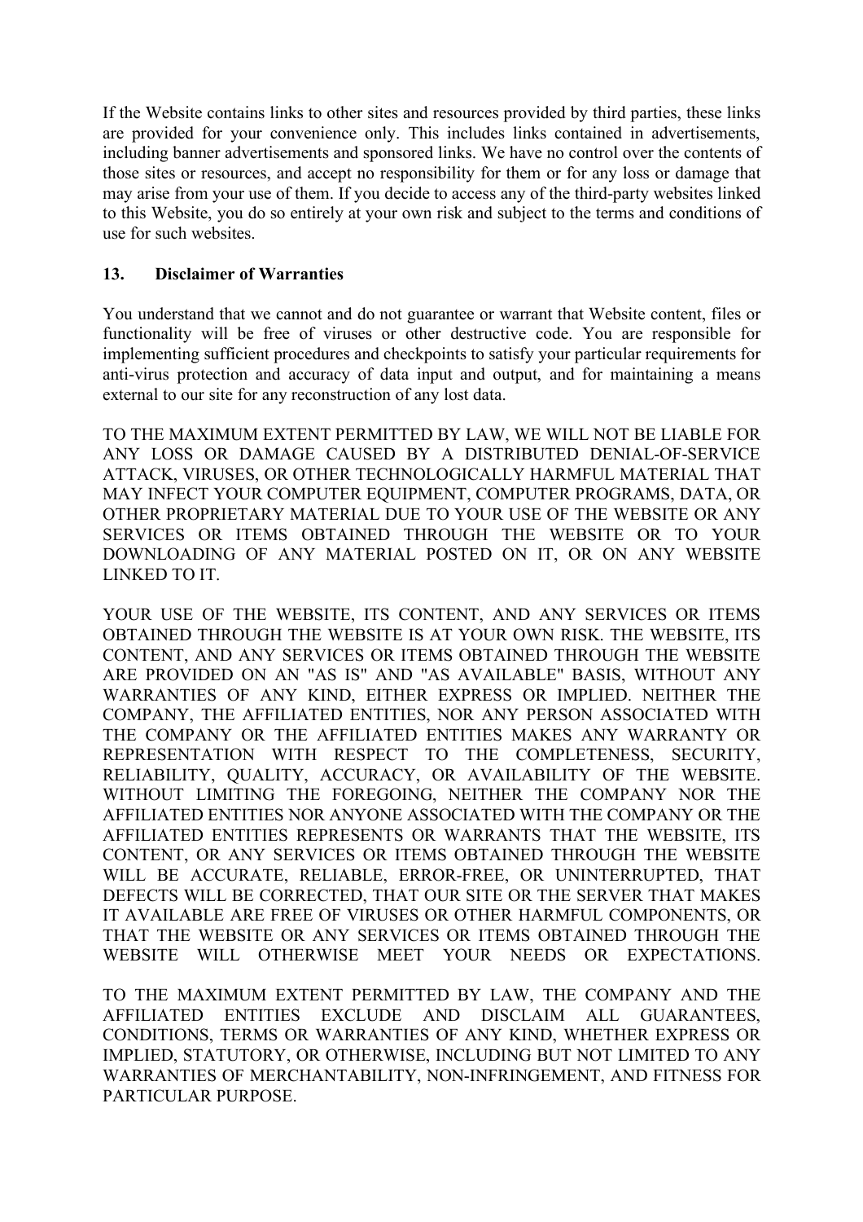If the Website contains links to other sites and resources provided by third parties, these links are provided for your convenience only. This includes links contained in advertisements, including banner advertisements and sponsored links. We have no control over the contents of those sites or resources, and accept no responsibility for them or for any loss or damage that may arise from your use of them. If you decide to access any of the third-party websites linked to this Website, you do so entirely at your own risk and subject to the terms and conditions of use for such websites.

## 13. Disclaimer of Warranties

You understand that we cannot and do not guarantee or warrant that Website content, files or functionality will be free of viruses or other destructive code. You are responsible for implementing sufficient procedures and checkpoints to satisfy your particular requirements for anti-virus protection and accuracy of data input and output, and for maintaining a means external to our site for any reconstruction of any lost data.

TO THE MAXIMUM EXTENT PERMITTED BY LAW, WE WILL NOT BE LIABLE FOR ANY LOSS OR DAMAGE CAUSED BY A DISTRIBUTED DENIAL-OF-SERVICE ATTACK, VIRUSES, OR OTHER TECHNOLOGICALLY HARMFUL MATERIAL THAT MAY INFECT YOUR COMPUTER EQUIPMENT, COMPUTER PROGRAMS, DATA, OR OTHER PROPRIETARY MATERIAL DUE TO YOUR USE OF THE WEBSITE OR ANY SERVICES OR ITEMS OBTAINED THROUGH THE WEBSITE OR TO YOUR DOWNLOADING OF ANY MATERIAL POSTED ON IT, OR ON ANY WEBSITE LINKED TO IT.

YOUR USE OF THE WEBSITE, ITS CONTENT, AND ANY SERVICES OR ITEMS OBTAINED THROUGH THE WEBSITE IS AT YOUR OWN RISK. THE WEBSITE, ITS CONTENT, AND ANY SERVICES OR ITEMS OBTAINED THROUGH THE WEBSITE ARE PROVIDED ON AN "AS IS" AND "AS AVAILABLE" BASIS, WITHOUT ANY WARRANTIES OF ANY KIND, EITHER EXPRESS OR IMPLIED. NEITHER THE COMPANY, THE AFFILIATED ENTITIES, NOR ANY PERSON ASSOCIATED WITH THE COMPANY OR THE AFFILIATED ENTITIES MAKES ANY WARRANTY OR REPRESENTATION WITH RESPECT TO THE COMPLETENESS, SECURITY, RELIABILITY, QUALITY, ACCURACY, OR AVAILABILITY OF THE WEBSITE. WITHOUT LIMITING THE FOREGOING, NEITHER THE COMPANY NOR THE AFFILIATED ENTITIES NOR ANYONE ASSOCIATED WITH THE COMPANY OR THE AFFILIATED ENTITIES REPRESENTS OR WARRANTS THAT THE WEBSITE, ITS CONTENT, OR ANY SERVICES OR ITEMS OBTAINED THROUGH THE WEBSITE WILL BE ACCURATE, RELIABLE, ERROR-FREE, OR UNINTERRUPTED, THAT DEFECTS WILL BE CORRECTED, THAT OUR SITE OR THE SERVER THAT MAKES IT AVAILABLE ARE FREE OF VIRUSES OR OTHER HARMFUL COMPONENTS, OR THAT THE WEBSITE OR ANY SERVICES OR ITEMS OBTAINED THROUGH THE WEBSITE WILL OTHERWISE MEET YOUR NEEDS OR EXPECTATIONS.

TO THE MAXIMUM EXTENT PERMITTED BY LAW, THE COMPANY AND THE AFFILIATED ENTITIES EXCLUDE AND DISCLAIM ALL GUARANTEES, CONDITIONS, TERMS OR WARRANTIES OF ANY KIND, WHETHER EXPRESS OR IMPLIED, STATUTORY, OR OTHERWISE, INCLUDING BUT NOT LIMITED TO ANY WARRANTIES OF MERCHANTABILITY, NON-INFRINGEMENT, AND FITNESS FOR PARTICULAR PURPOSE.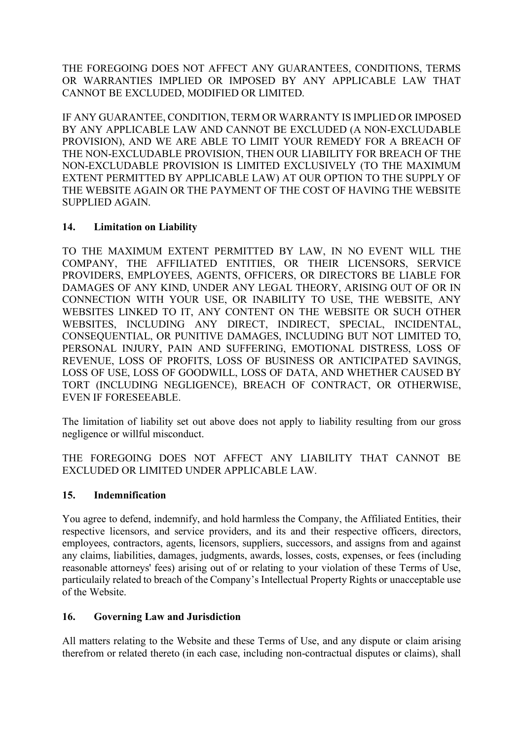THE FOREGOING DOES NOT AFFECT ANY GUARANTEES, CONDITIONS, TERMS OR WARRANTIES IMPLIED OR IMPOSED BY ANY APPLICABLE LAW THAT CANNOT BE EXCLUDED, MODIFIED OR LIMITED.

IF ANY GUARANTEE, CONDITION, TERM OR WARRANTY IS IMPLIED OR IMPOSED BY ANY APPLICABLE LAW AND CANNOT BE EXCLUDED (A NON-EXCLUDABLE PROVISION), AND WE ARE ABLE TO LIMIT YOUR REMEDY FOR A BREACH OF THE NON-EXCLUDABLE PROVISION, THEN OUR LIABILITY FOR BREACH OF THE NON-EXCLUDABLE PROVISION IS LIMITED EXCLUSIVELY (TO THE MAXIMUM EXTENT PERMITTED BY APPLICABLE LAW) AT OUR OPTION TO THE SUPPLY OF THE WEBSITE AGAIN OR THE PAYMENT OF THE COST OF HAVING THE WEBSITE SUPPLIED AGAIN.

## 14. Limitation on Liability

TO THE MAXIMUM EXTENT PERMITTED BY LAW, IN NO EVENT WILL THE COMPANY, THE AFFILIATED ENTITIES, OR THEIR LICENSORS, SERVICE PROVIDERS, EMPLOYEES, AGENTS, OFFICERS, OR DIRECTORS BE LIABLE FOR DAMAGES OF ANY KIND, UNDER ANY LEGAL THEORY, ARISING OUT OF OR IN CONNECTION WITH YOUR USE, OR INABILITY TO USE, THE WEBSITE, ANY WEBSITES LINKED TO IT, ANY CONTENT ON THE WEBSITE OR SUCH OTHER WEBSITES, INCLUDING ANY DIRECT, INDIRECT, SPECIAL, INCIDENTAL, CONSEQUENTIAL, OR PUNITIVE DAMAGES, INCLUDING BUT NOT LIMITED TO, PERSONAL INJURY, PAIN AND SUFFERING, EMOTIONAL DISTRESS, LOSS OF REVENUE, LOSS OF PROFITS, LOSS OF BUSINESS OR ANTICIPATED SAVINGS, LOSS OF USE, LOSS OF GOODWILL, LOSS OF DATA, AND WHETHER CAUSED BY TORT (INCLUDING NEGLIGENCE), BREACH OF CONTRACT, OR OTHERWISE, EVEN IF FORESEEABLE.

The limitation of liability set out above does not apply to liability resulting from our gross negligence or willful misconduct.

THE FOREGOING DOES NOT AFFECT ANY LIABILITY THAT CANNOT BE EXCLUDED OR LIMITED UNDER APPLICABLE LAW.

## 15. Indemnification

You agree to defend, indemnify, and hold harmless the Company, the Affiliated Entities, their respective licensors, and service providers, and its and their respective officers, directors, employees, contractors, agents, licensors, suppliers, successors, and assigns from and against any claims, liabilities, damages, judgments, awards, losses, costs, expenses, or fees (including reasonable attorneys' fees) arising out of or relating to your violation of these Terms of Use, particulaily related to breach of the Company's Intellectual Property Rights or unacceptable use of the Website.

## 16. Governing Law and Jurisdiction

All matters relating to the Website and these Terms of Use, and any dispute or claim arising therefrom or related thereto (in each case, including non-contractual disputes or claims), shall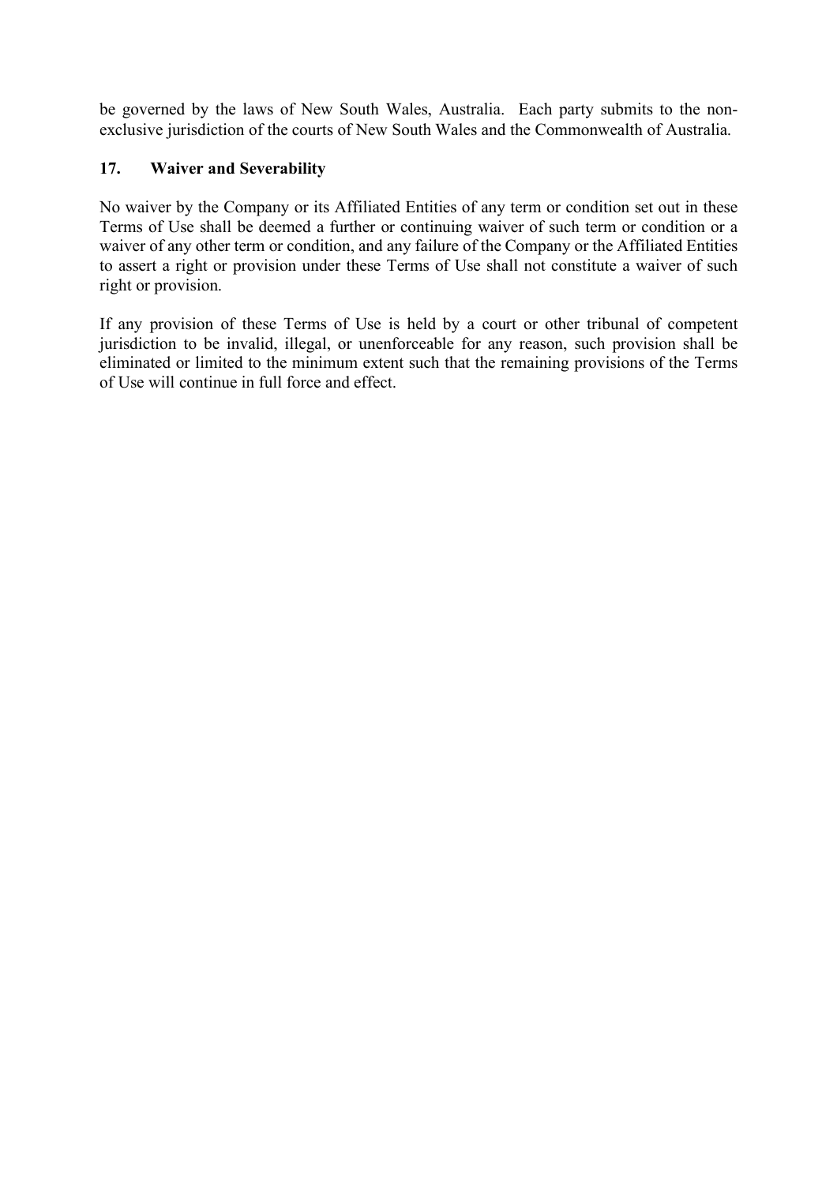be governed by the laws of New South Wales, Australia. Each party submits to the non-exclusive jurisdiction of the courts of New South Wales and the Commonwealth of Australia.

## 17. Waiver and Severability

No waiver by the Company or its Affiliated Entities of any term or condition set out in these Terms of Use shall be deemed a further or continuing waiver of such term or condition or a waiver of any other term or condition, and any failure of the Company or the Affiliated Entities to assert a right or provision under these Terms of Use shall not constitute a waiver of such right or provision.

If any provision of these Terms of Use is held by a court or other tribunal of competent jurisdiction to be invalid, illegal, or unenforceable for any reason, such provision shall be eliminated or limited to the minimum extent such that the remaining provisions of the Terms of Use will continue in full force and effect.